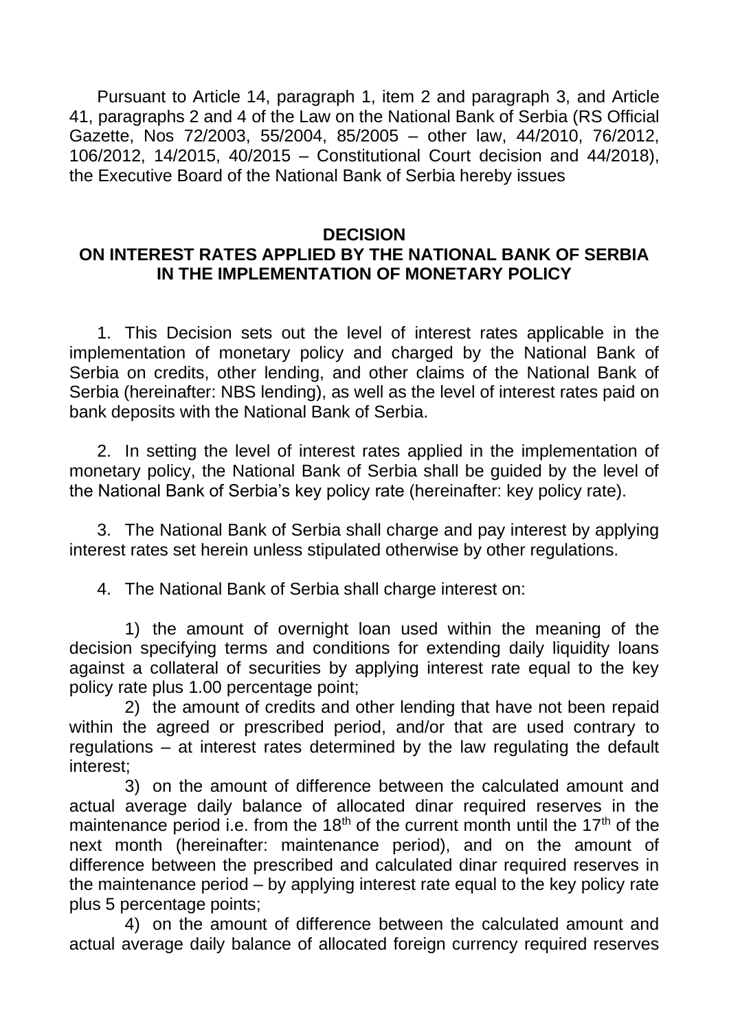Pursuant to Article 14, paragraph 1, item 2 and paragraph 3, and Article 41, paragraphs 2 and 4 of the Law on the National Bank of Serbia (RS Official Gazette, Nos 72/2003, 55/2004, 85/2005 – other law, 44/2010, 76/2012, 106/2012, 14/2015, 40/2015 – Constitutional Court decision and 44/2018), the Executive Board of the National Bank of Serbia hereby issues

**DECISION**
**ON INTEREST RATES APPLIED BY THE NATIONAL BANK OF SERBIA IN THE IMPLEMENTATION OF MONETARY POLICY**

1. This Decision sets out the level of interest rates applicable in the implementation of monetary policy and charged by the National Bank of Serbia on credits, other lending, and other claims of the National Bank of Serbia (hereinafter: NBS lending), as well as the level of interest rates paid on bank deposits with the National Bank of Serbia.

2. In setting the level of interest rates applied in the implementation of monetary policy, the National Bank of Serbia shall be guided by the level of the National Bank of Serbia's key policy rate (hereinafter: key policy rate).

3. The National Bank of Serbia shall charge and pay interest by applying interest rates set herein unless stipulated otherwise by other regulations.

4. The National Bank of Serbia shall charge interest on:

1) the amount of overnight loan used within the meaning of the decision specifying terms and conditions for extending daily liquidity loans against a collateral of securities by applying interest rate equal to the key policy rate plus 1.00 percentage point;

2) the amount of credits and other lending that have not been repaid within the agreed or prescribed period, and/or that are used contrary to regulations – at interest rates determined by the law regulating the default interest;

3) on the amount of difference between the calculated amount and actual average daily balance of allocated dinar required reserves in the maintenance period i.e. from the 18th of the current month until the 17th of the next month (hereinafter: maintenance period), and on the amount of difference between the prescribed and calculated dinar required reserves in the maintenance period – by applying interest rate equal to the key policy rate plus 5 percentage points;

4) on the amount of difference between the calculated amount and actual average daily balance of allocated foreign currency required reserves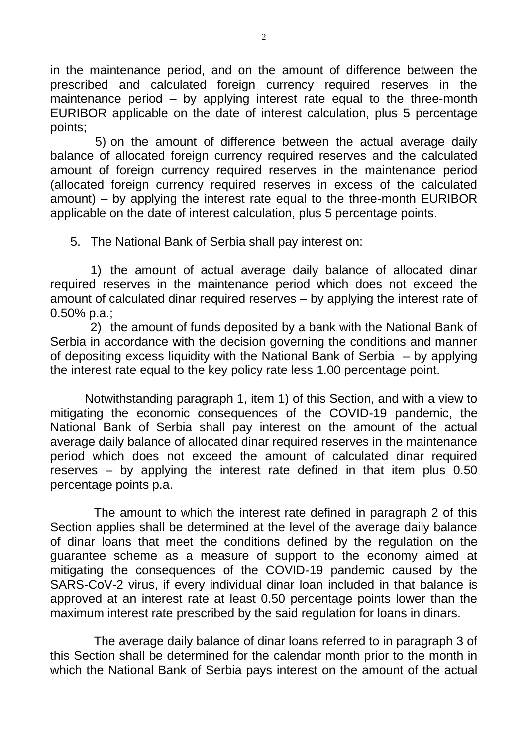in the maintenance period, and on the amount of difference between the prescribed and calculated foreign currency required reserves in the maintenance period – by applying interest rate equal to the three-month EURIBOR applicable on the date of interest calculation, plus 5 percentage points;

5) on the amount of difference between the actual average daily balance of allocated foreign currency required reserves and the calculated amount of foreign currency required reserves in the maintenance period (allocated foreign currency required reserves in excess of the calculated amount) – by applying the interest rate equal to the three-month EURIBOR applicable on the date of interest calculation, plus 5 percentage points.

5. The National Bank of Serbia shall pay interest on:

1) the amount of actual average daily balance of allocated dinar required reserves in the maintenance period which does not exceed the amount of calculated dinar required reserves – by applying the interest rate of 0.50% p.a.;

2) the amount of funds deposited by a bank with the National Bank of Serbia in accordance with the decision governing the conditions and manner of depositing excess liquidity with the National Bank of Serbia – by applying the interest rate equal to the key policy rate less 1.00 percentage point.

Notwithstanding paragraph 1, item 1) of this Section, and with a view to mitigating the economic consequences of the COVID-19 pandemic, the National Bank of Serbia shall pay interest on the amount of the actual average daily balance of allocated dinar required reserves in the maintenance period which does not exceed the amount of calculated dinar required reserves – by applying the interest rate defined in that item plus 0.50 percentage points p.a.

The amount to which the interest rate defined in paragraph 2 of this Section applies shall be determined at the level of the average daily balance of dinar loans that meet the conditions defined by the regulation on the guarantee scheme as a measure of support to the economy aimed at mitigating the consequences of the COVID-19 pandemic caused by the SARS-CoV-2 virus, if every individual dinar loan included in that balance is approved at an interest rate at least 0.50 percentage points lower than the maximum interest rate prescribed by the said regulation for loans in dinars.

The average daily balance of dinar loans referred to in paragraph 3 of this Section shall be determined for the calendar month prior to the month in which the National Bank of Serbia pays interest on the amount of the actual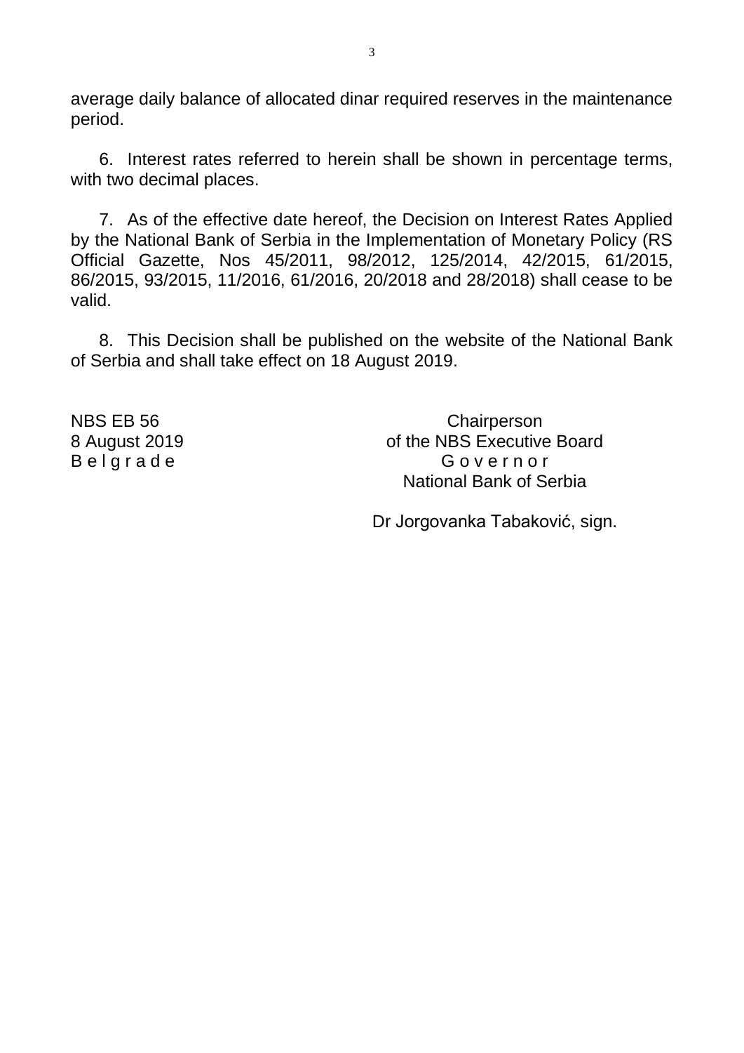average daily balance of allocated dinar required reserves in the maintenance period.

6. Interest rates referred to herein shall be shown in percentage terms, with two decimal places.

7. As of the effective date hereof, the Decision on Interest Rates Applied by the National Bank of Serbia in the Implementation of Monetary Policy (RS Official Gazette, Nos 45/2011, 98/2012, 125/2014, 42/2015, 61/2015, 86/2015, 93/2015, 11/2016, 61/2016, 20/2018 and 28/2018) shall cease to be valid.

8. This Decision shall be published on the website of the National Bank of Serbia and shall take effect on 18 August 2019.

NBS EB 56
8 August 2019
B e l g r a d e

Chairperson
of the NBS Executive Board
G o v e r n o r
National Bank of Serbia

Dr Jorgovanka Tabaković, sign.